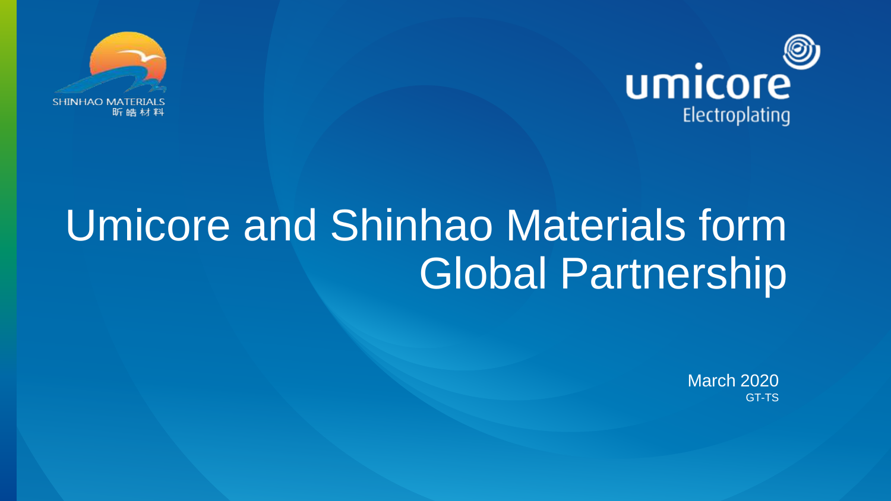SHINHAO MATERIALS
昕皓材料

umicore
Electroplating

# Umicore and Shinhao Materials form Global Partnership

March 2020
GT-TS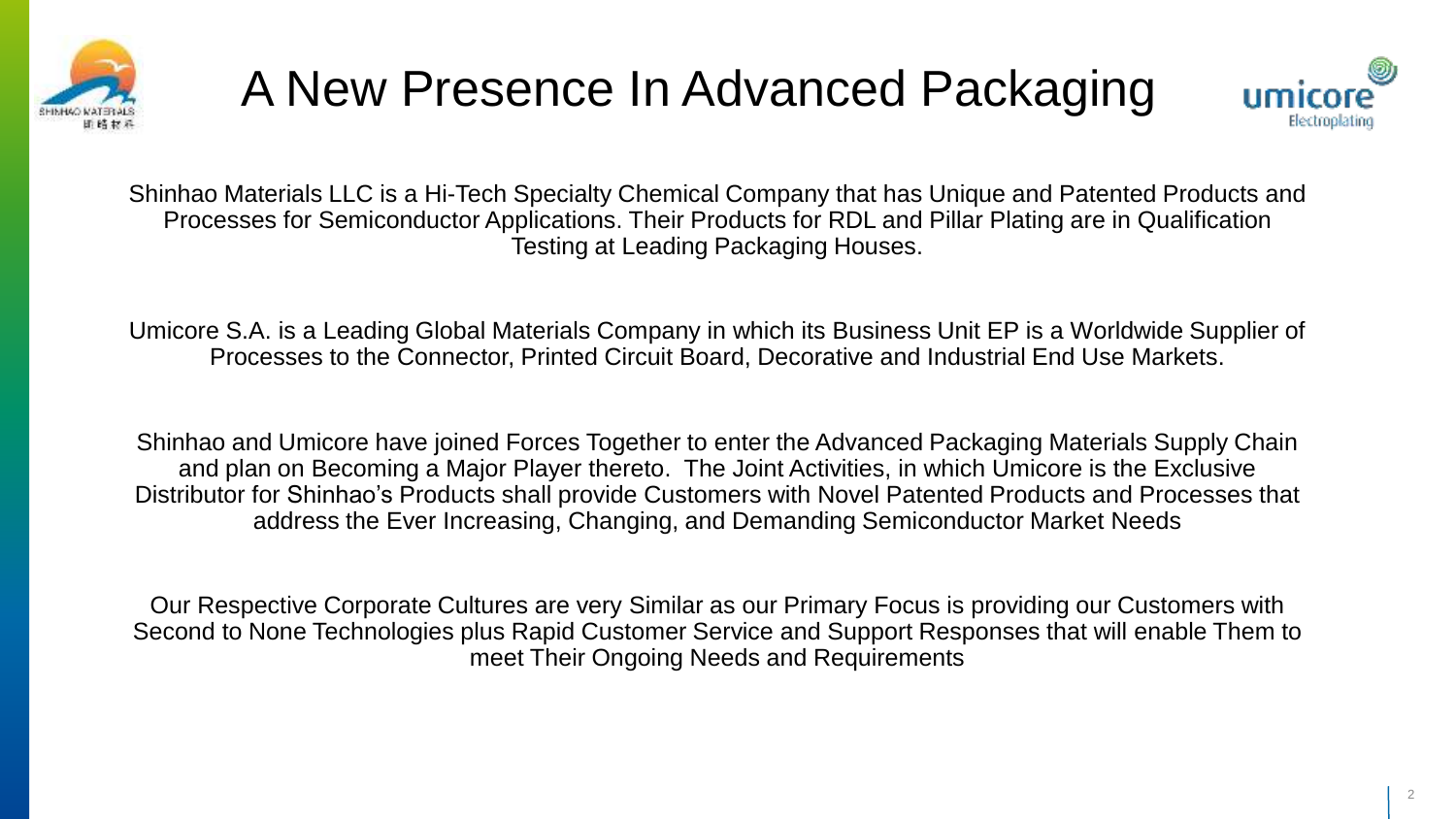# A New Presence In Advanced Packaging

Shinhao Materials LLC is a Hi-Tech Specialty Chemical Company that has Unique and Patented Products and Processes for Semiconductor Applications. Their Products for RDL and Pillar Plating are in Qualification Testing at Leading Packaging Houses.

Umicore S.A. is a Leading Global Materials Company in which its Business Unit EP is a Worldwide Supplier of Processes to the Connector, Printed Circuit Board, Decorative and Industrial End Use Markets.

Shinhao and Umicore have joined Forces Together to enter the Advanced Packaging Materials Supply Chain and plan on Becoming a Major Player thereto. The Joint Activities, in which Umicore is the Exclusive Distributor for Shinhao's Products shall provide Customers with Novel Patented Products and Processes that address the Ever Increasing, Changing, and Demanding Semiconductor Market Needs

Our Respective Corporate Cultures are very Similar as our Primary Focus is providing our Customers with Second to None Technologies plus Rapid Customer Service and Support Responses that will enable Them to meet Their Ongoing Needs and Requirements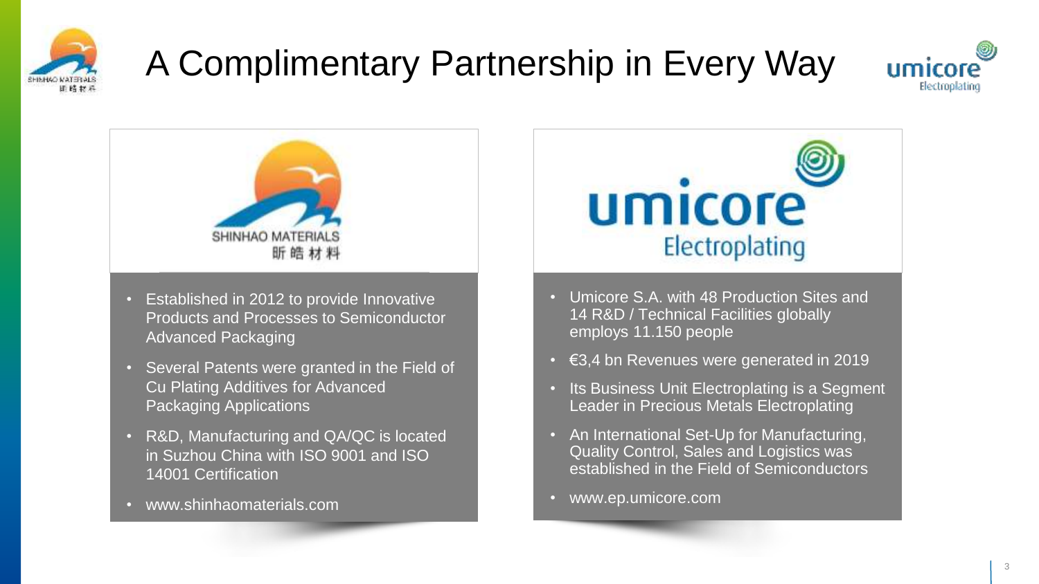# A Complimentary Partnership in Every Way

SHINHAO MATERIALS
昕皓材料

- Established in 2012 to provide Innovative Products and Processes to Semiconductor Advanced Packaging
- Several Patents were granted in the Field of Cu Plating Additives for Advanced Packaging Applications
- R&D, Manufacturing and QA/QC is located in Suzhou China with ISO 9001 and ISO 14001 Certification
- www.shinhaomaterials.com

umicore
Electroplating

- Umicore S.A. with 48 Production Sites and 14 R&D / Technical Facilities globally employs 11.150 people
- €3,4 bn Revenues were generated in 2019
- Its Business Unit Electroplating is a Segment Leader in Precious Metals Electroplating
- An International Set-Up for Manufacturing, Quality Control, Sales and Logistics was established in the Field of Semiconductors
- www.ep.umicore.com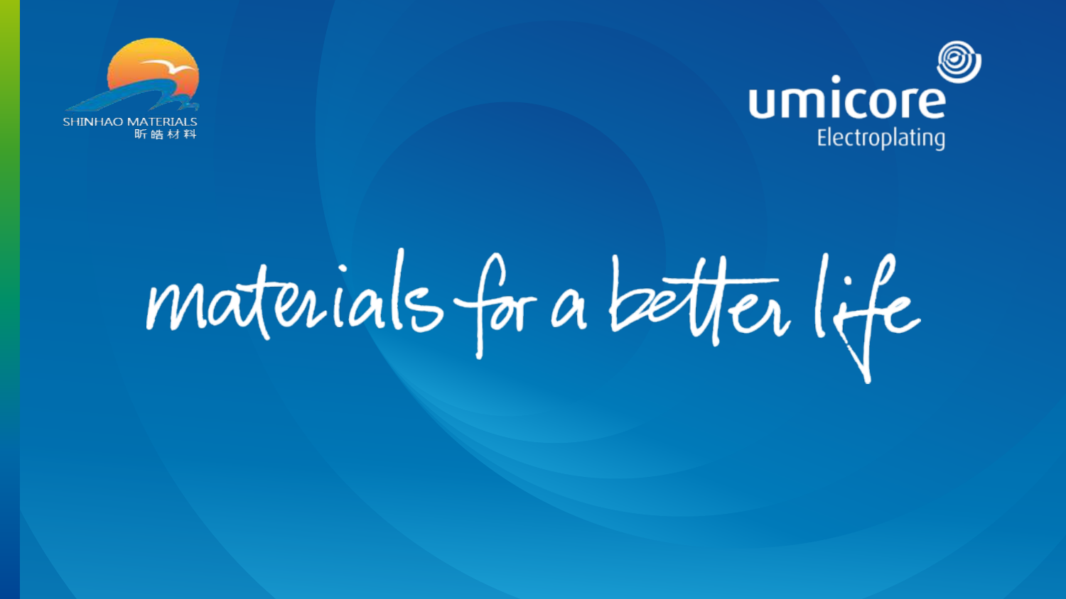SHINHAO MATERIALS
昕皓材料

umicore
Electroplating

materials for a better life